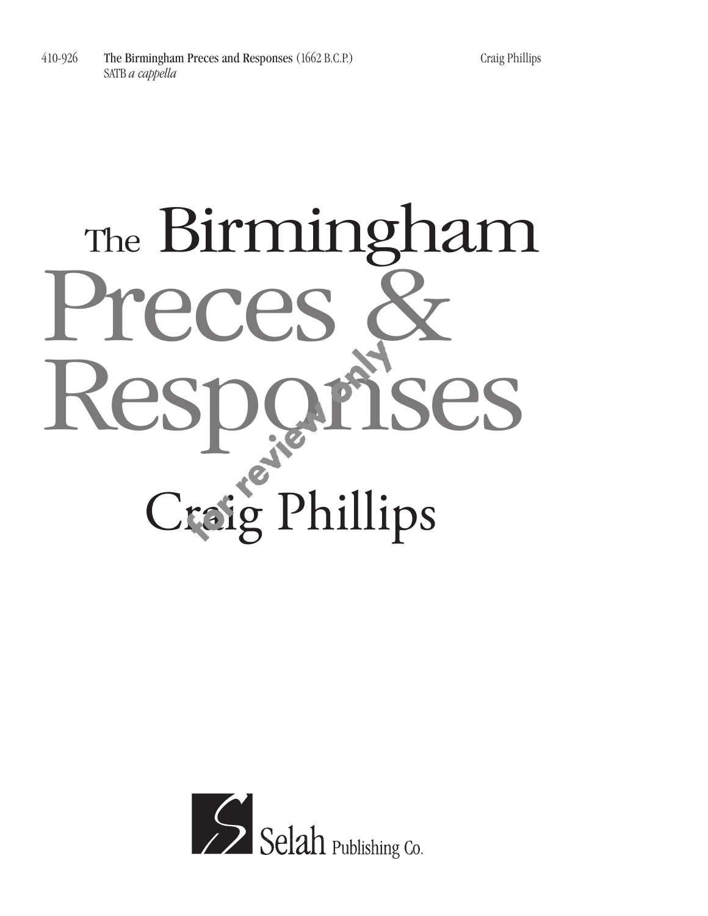410-926 **The Birmingham Preces and Responses** (1662 B.C.P.) Craig Phillips
SATB *a cappella*

# The Birmingham Preces & Responses

## Craig Phillips

for review only

Selah Publishing Co.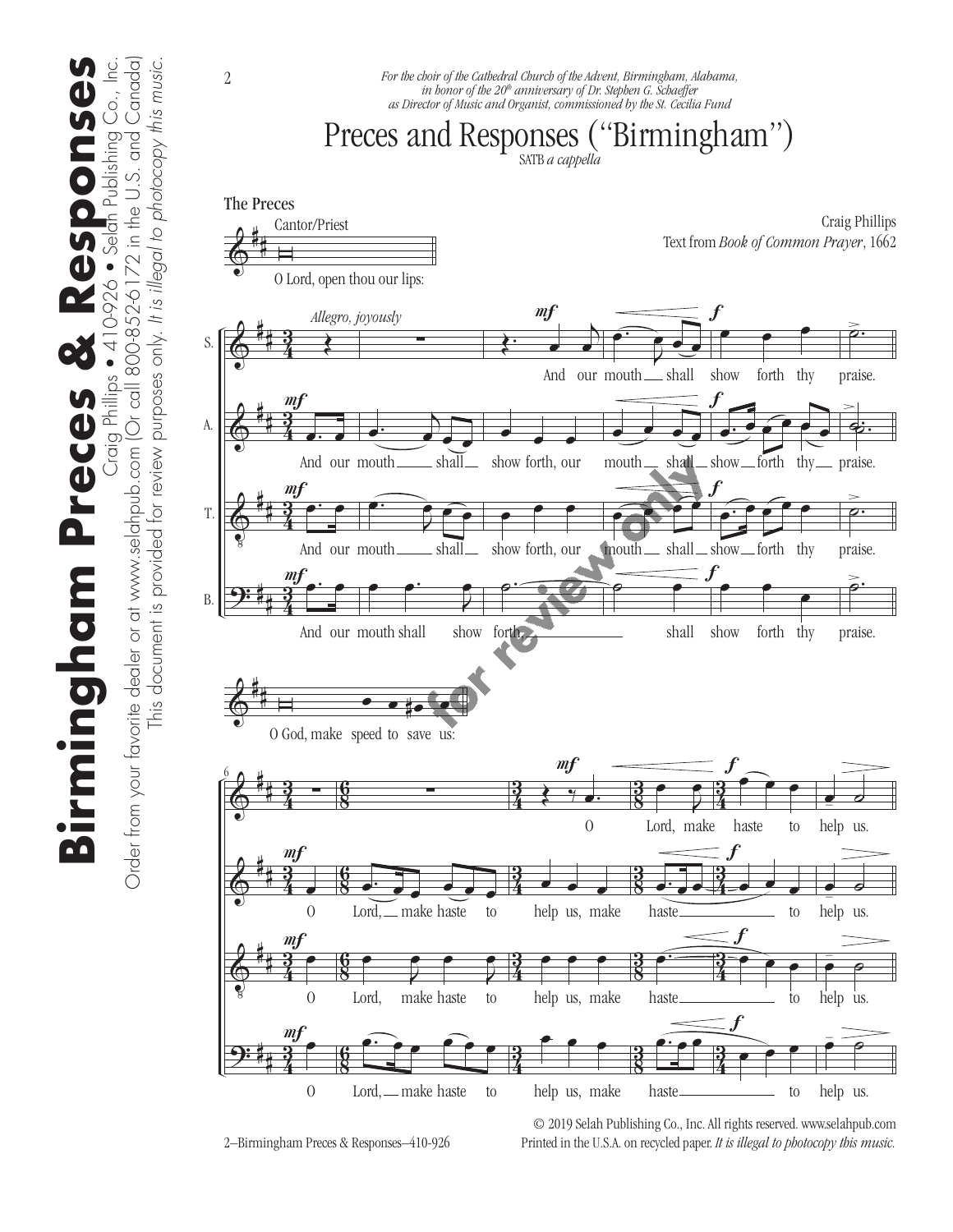*For the choir of the Cathedral Church of the Advent, Birmingham, Alabama, in honor of the 20th anniversary of Dr. Stephen G. Schaeffer as Director of Music and Organist, commissioned by the St. Cecilia Fund*

# Preces and Responses ("Birmingham")

SATB *a cappella*

Craig Phillips
Text from *Book of Common Prayer*, 1662

**The Preces**

Cantor/Priest: O Lord, open thou our lips:

*Allegro, joyously*

S. And our mouth shall show forth thy praise.

A. And our mouth shall show forth, our mouth shall show forth thy praise.

T. And our mouth shall show forth, our mouth shall show forth thy praise.

B. And our mouth shall show forth shall show forth thy praise.

O God, make speed to save us:

S. O Lord, make haste to help us.

A. O Lord, make haste to help us, make haste to help us.

T. O Lord, make haste to help us, make haste to help us.

B. O Lord, make haste to help us, make haste to help us.

© 2019 Selah Publishing Co., Inc. All rights reserved. www.selahpub.com
Printed in the U.S.A. on recycled paper. *It is illegal to photocopy this music.*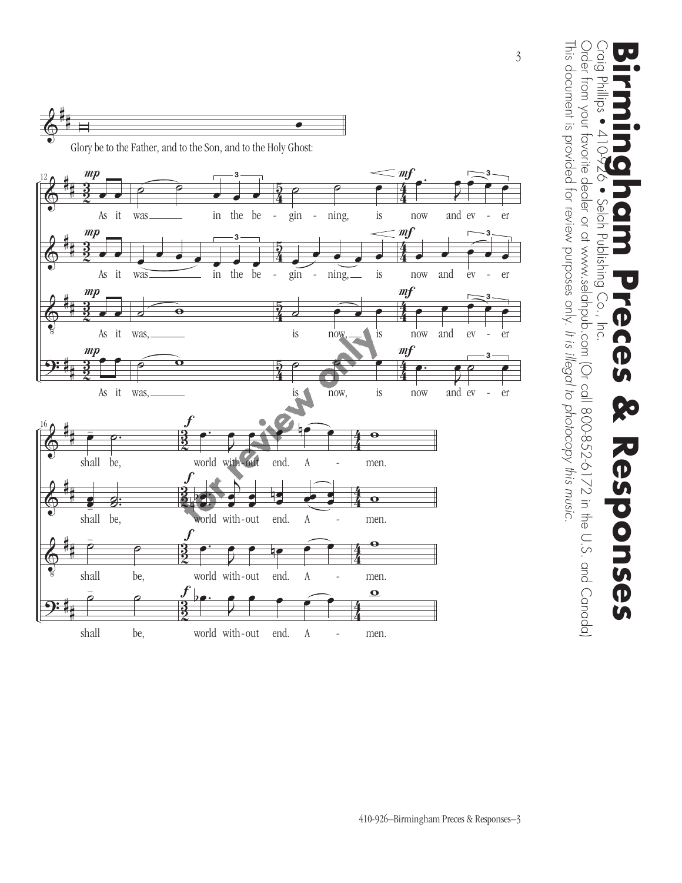Glory be to the Father, and to the Son, and to the Holy Ghost:

As it was in the beginning, is now and ever shall be, world without end. Amen.

# Birmingham Preces & Responses

Craig Phillips • 410-926 • Selah Publishing Co., Inc.

Order from your favorite dealer or at www.selahpub.com (Or call 800-852-6172 in the U.S. and Canada)

This document is provided for review purposes only. *It is illegal to photocopy this music.*

for review only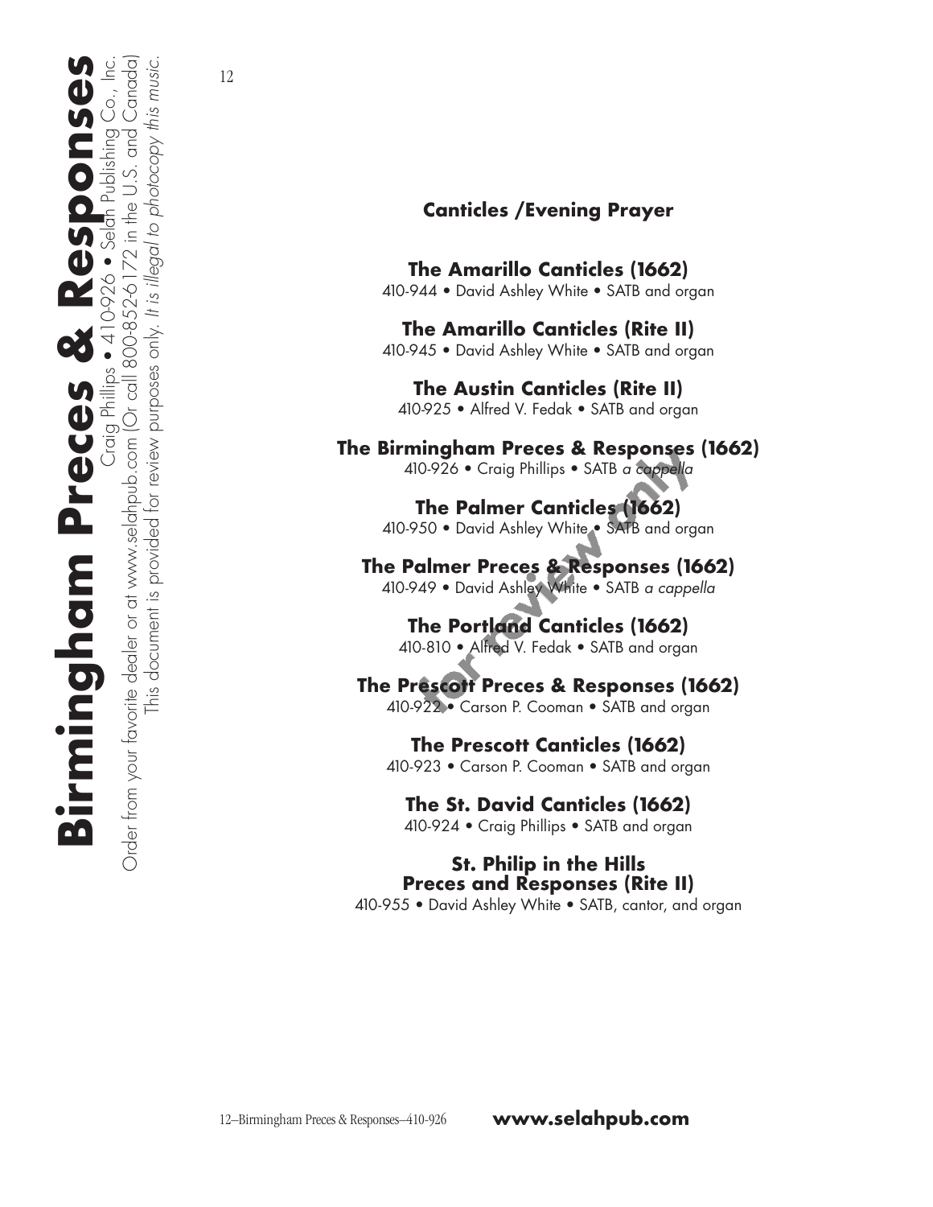## Canticles /Evening Prayer

**The Amarillo Canticles (1662)**
410-944 • David Ashley White • SATB and organ

**The Amarillo Canticles (Rite II)**
410-945 • David Ashley White • SATB and organ

**The Austin Canticles (Rite II)**
410-925 • Alfred V. Fedak • SATB and organ

**The Birmingham Preces & Responses (1662)**
410-926 • Craig Phillips • SATB *a cappella*

**The Palmer Canticles (1662)**
410-950 • David Ashley White • SATB and organ

**The Palmer Preces & Responses (1662)**
410-949 • David Ashley White • SATB *a cappella*

**The Portland Canticles (1662)**
410-810 • Alfred V. Fedak • SATB and organ

**The Prescott Preces & Responses (1662)**
410-922 • Carson P. Cooman • SATB and organ

**The Prescott Canticles (1662)**
410-923 • Carson P. Cooman • SATB and organ

**The St. David Canticles (1662)**
410-924 • Craig Phillips • SATB and organ

**St. Philip in the Hills Preces and Responses (Rite II)**
410-955 • David Ashley White • SATB, cantor, and organ